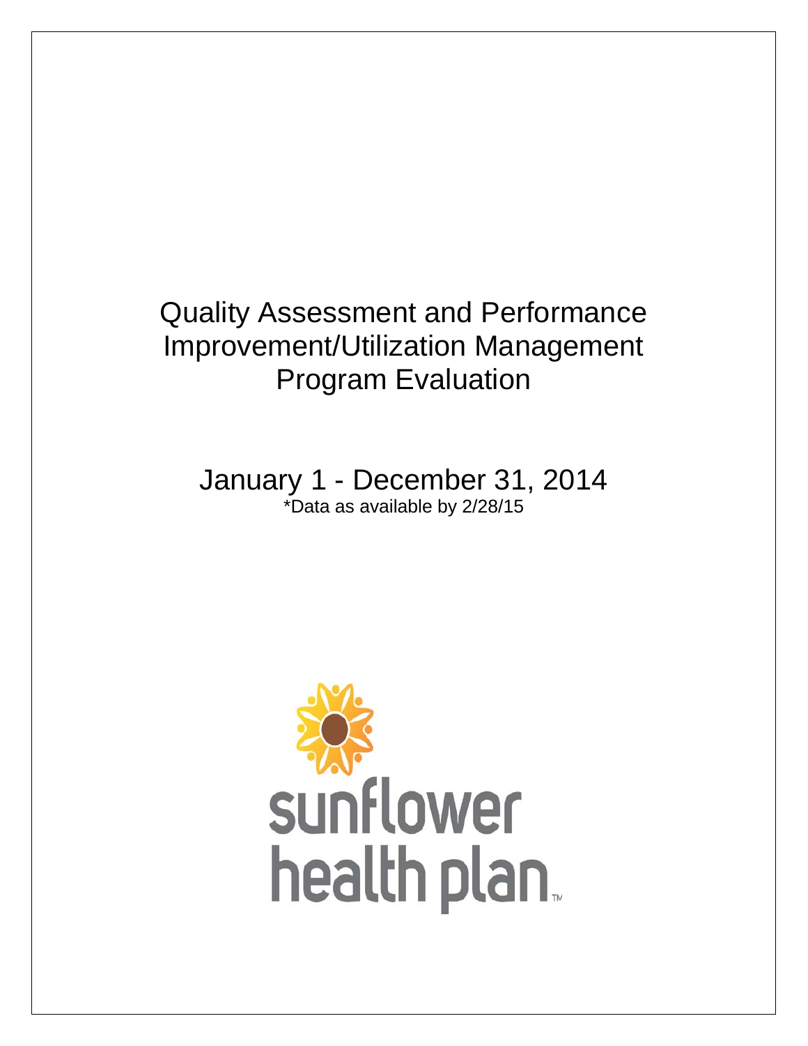# Quality Assessment and Performance Improvement/Utilization Management Program Evaluation

January 1 - December 31, 2014

*Data as available by 2/28/15

sunflower health plan™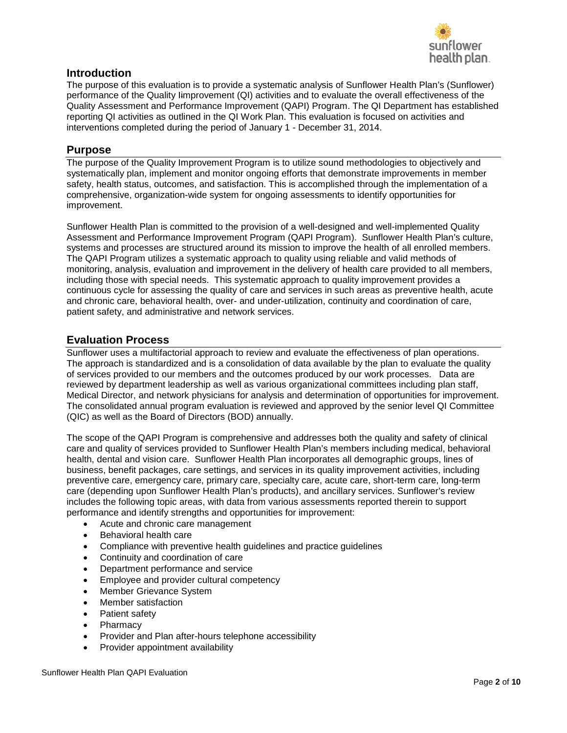## Introduction

The purpose of this evaluation is to provide a systematic analysis of Sunflower Health Plan's (Sunflower) performance of the Quality Iimprovement (QI) activities and to evaluate the overall effectiveness of the Quality Assessment and Performance Improvement (QAPI) Program. The QI Department has established reporting QI activities as outlined in the QI Work Plan. This evaluation is focused on activities and interventions completed during the period of January 1 - December 31, 2014.

## Purpose

The purpose of the Quality Improvement Program is to utilize sound methodologies to objectively and systematically plan, implement and monitor ongoing efforts that demonstrate improvements in member safety, health status, outcomes, and satisfaction. This is accomplished through the implementation of a comprehensive, organization-wide system for ongoing assessments to identify opportunities for improvement.

Sunflower Health Plan is committed to the provision of a well-designed and well-implemented Quality Assessment and Performance Improvement Program (QAPI Program). Sunflower Health Plan's culture, systems and processes are structured around its mission to improve the health of all enrolled members. The QAPI Program utilizes a systematic approach to quality using reliable and valid methods of monitoring, analysis, evaluation and improvement in the delivery of health care provided to all members, including those with special needs. This systematic approach to quality improvement provides a continuous cycle for assessing the quality of care and services in such areas as preventive health, acute and chronic care, behavioral health, over- and under-utilization, continuity and coordination of care, patient safety, and administrative and network services.

## Evaluation Process

Sunflower uses a multifactorial approach to review and evaluate the effectiveness of plan operations. The approach is standardized and is a consolidation of data available by the plan to evaluate the quality of services provided to our members and the outcomes produced by our work processes. Data are reviewed by department leadership as well as various organizational committees including plan staff, Medical Director, and network physicians for analysis and determination of opportunities for improvement. The consolidated annual program evaluation is reviewed and approved by the senior level QI Committee (QIC) as well as the Board of Directors (BOD) annually.

The scope of the QAPI Program is comprehensive and addresses both the quality and safety of clinical care and quality of services provided to Sunflower Health Plan's members including medical, behavioral health, dental and vision care. Sunflower Health Plan incorporates all demographic groups, lines of business, benefit packages, care settings, and services in its quality improvement activities, including preventive care, emergency care, primary care, specialty care, acute care, short-term care, long-term care (depending upon Sunflower Health Plan's products), and ancillary services. Sunflower's review includes the following topic areas, with data from various assessments reported therein to support performance and identify strengths and opportunities for improvement:

- Acute and chronic care management
- Behavioral health care
- Compliance with preventive health guidelines and practice guidelines
- Continuity and coordination of care
- Department performance and service
- Employee and provider cultural competency
- Member Grievance System
- Member satisfaction
- Patient safety
- Pharmacy
- Provider and Plan after-hours telephone accessibility
- Provider appointment availability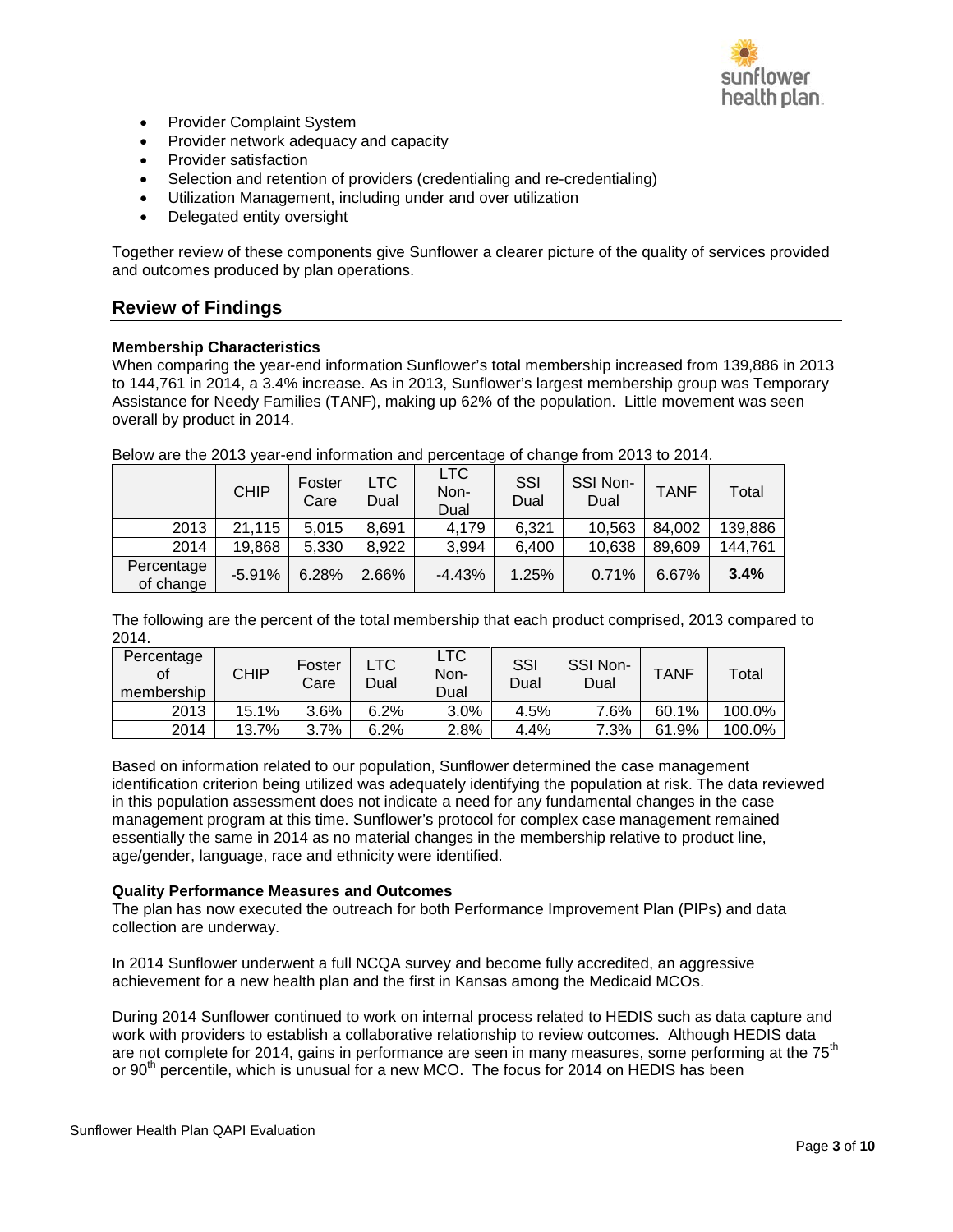- Provider Complaint System
- Provider network adequacy and capacity
- Provider satisfaction
- Selection and retention of providers (credentialing and re-credentialing)
- Utilization Management, including under and over utilization
- Delegated entity oversight

Together review of these components give Sunflower a clearer picture of the quality of services provided and outcomes produced by plan operations.

## Review of Findings

**Membership Characteristics**
When comparing the year-end information Sunflower's total membership increased from 139,886 in 2013 to 144,761 in 2014, a 3.4% increase. As in 2013, Sunflower's largest membership group was Temporary Assistance for Needy Families (TANF), making up 62% of the population. Little movement was seen overall by product in 2014.

Below are the 2013 year-end information and percentage of change from 2013 to 2014.

| | CHIP | Foster Care | LTC Dual | LTC Non-Dual | SSI Dual | SSI Non-Dual | TANF | Total |
|---|---|---|---|---|---|---|---|---|
| 2013 | 21,115 | 5,015 | 8,691 | 4,179 | 6,321 | 10,563 | 84,002 | 139,886 |
| 2014 | 19,868 | 5,330 | 8,922 | 3,994 | 6,400 | 10,638 | 89,609 | 144,761 |
| Percentage of change | -5.91% | 6.28% | 2.66% | -4.43% | 1.25% | 0.71% | 6.67% | **3.4%** |

The following are the percent of the total membership that each product comprised, 2013 compared to 2014.

| Percentage of membership | CHIP | Foster Care | LTC Dual | LTC Non-Dual | SSI Dual | SSI Non-Dual | TANF | Total |
|---|---|---|---|---|---|---|---|---|
| 2013 | 15.1% | 3.6% | 6.2% | 3.0% | 4.5% | 7.6% | 60.1% | 100.0% |
| 2014 | 13.7% | 3.7% | 6.2% | 2.8% | 4.4% | 7.3% | 61.9% | 100.0% |

Based on information related to our population, Sunflower determined the case management identification criterion being utilized was adequately identifying the population at risk. The data reviewed in this population assessment does not indicate a need for any fundamental changes in the case management program at this time. Sunflower's protocol for complex case management remained essentially the same in 2014 as no material changes in the membership relative to product line, age/gender, language, race and ethnicity were identified.

**Quality Performance Measures and Outcomes**
The plan has now executed the outreach for both Performance Improvement Plan (PIPs) and data collection are underway.

In 2014 Sunflower underwent a full NCQA survey and become fully accredited, an aggressive achievement for a new health plan and the first in Kansas among the Medicaid MCOs.

During 2014 Sunflower continued to work on internal process related to HEDIS such as data capture and work with providers to establish a collaborative relationship to review outcomes. Although HEDIS data are not complete for 2014, gains in performance are seen in many measures, some performing at the 75th or 90th percentile, which is unusual for a new MCO. The focus for 2014 on HEDIS has been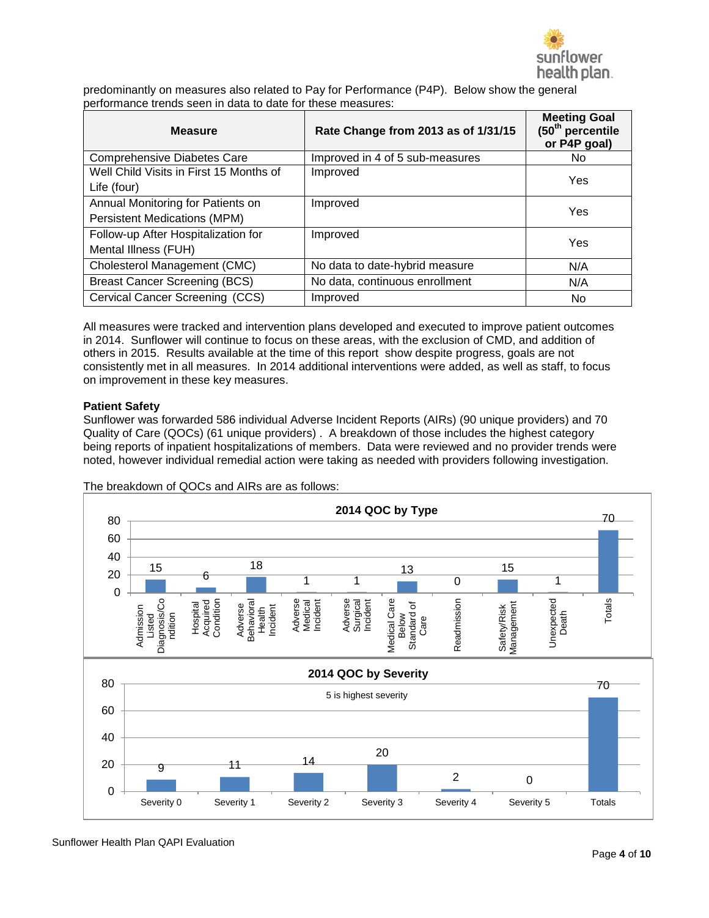predominantly on measures also related to Pay for Performance (P4P). Below show the general performance trends seen in data to date for these measures:

| Measure | Rate Change from 2013 as of 1/31/15 | Meeting Goal (50th percentile or P4P goal) |
|---|---|---|
| Comprehensive Diabetes Care | Improved in 4 of 5 sub-measures | No |
| Well Child Visits in First 15 Months of Life (four) | Improved | Yes |
| Annual Monitoring for Patients on Persistent Medications (MPM) | Improved | Yes |
| Follow-up After Hospitalization for Mental Illness (FUH) | Improved | Yes |
| Cholesterol Management (CMC) | No data to date-hybrid measure | N/A |
| Breast Cancer Screening (BCS) | No data, continuous enrollment | N/A |
| Cervical Cancer Screening (CCS) | Improved | No |

All measures were tracked and intervention plans developed and executed to improve patient outcomes in 2014. Sunflower will continue to focus on these areas, with the exclusion of CMD, and addition of others in 2015. Results available at the time of this report show despite progress, goals are not consistently met in all measures. In 2014 additional interventions were added, as well as staff, to focus on improvement in these key measures.

**Patient Safety**

Sunflower was forwarded 586 individual Adverse Incident Reports (AIRs) (90 unique providers) and 70 Quality of Care (QOCs) (61 unique providers) . A breakdown of those includes the highest category being reports of inpatient hospitalizations of members. Data were reviewed and no provider trends were noted, however individual remedial action were taking as needed with providers following investigation.

The breakdown of QOCs and AIRs are as follows:

**2014 QOC by Type**

| Type | Count |
|---|---|
| Admission Listed Diagnosis/Condition | 15 |
| Hospital Acquired Condition | 6 |
| Adverse Behavioral Health Incident | 18 |
| Adverse Medical Incident | 1 |
| Adverse Surgical Incident | 1 |
| Medical Care Below Standard of Care | 13 |
| Readmission | 0 |
| Safety/Risk Management | 15 |
| Unexpected Death | 1 |
| Totals | 70 |

**2014 QOC by Severity**

5 is highest severity

| Severity | Count |
|---|---|
| Severity 0 | 9 |
| Severity 1 | 11 |
| Severity 2 | 14 |
| Severity 3 | 20 |
| Severity 4 | 2 |
| Severity 5 | 0 |
| Totals | 70 |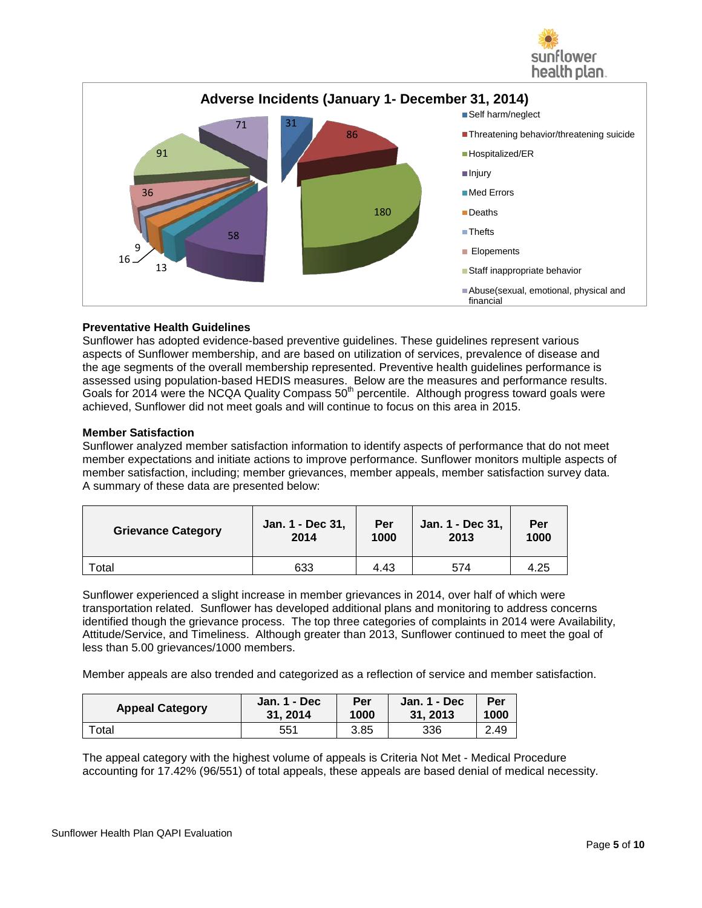**Adverse Incidents (January 1- December 31, 2014)**

| Category | Count |
|---|---|
| Self harm/neglect | 31 |
| Threatening behavior/threatening suicide | 86 |
| Hospitalized/ER | 180 |
| Injury | 58 |
| Med Errors | 13 |
| Deaths | 16 |
| Thefts | 9 |
| Elopements | 36 |
| Staff inappropriate behavior | 91 |
| Abuse(sexual, emotional, physical and financial | 71 |

**Preventative Health Guidelines**

Sunflower has adopted evidence-based preventive guidelines. These guidelines represent various aspects of Sunflower membership, and are based on utilization of services, prevalence of disease and the age segments of the overall membership represented. Preventive health guidelines performance is assessed using population-based HEDIS measures. Below are the measures and performance results. Goals for 2014 were the NCQA Quality Compass $50^{th}$ percentile. Although progress toward goals were achieved, Sunflower did not meet goals and will continue to focus on this area in 2015.

**Member Satisfaction**

Sunflower analyzed member satisfaction information to identify aspects of performance that do not meet member expectations and initiate actions to improve performance. Sunflower monitors multiple aspects of member satisfaction, including; member grievances, member appeals, member satisfaction survey data. A summary of these data are presented below:

| Grievance Category | Jan. 1 - Dec 31, 2014 | Per 1000 | Jan. 1 - Dec 31, 2013 | Per 1000 |
|---|---|---|---|---|
| Total | 633 | 4.43 | 574 | 4.25 |

Sunflower experienced a slight increase in member grievances in 2014, over half of which were transportation related. Sunflower has developed additional plans and monitoring to address concerns identified though the grievance process. The top three categories of complaints in 2014 were Availability, Attitude/Service, and Timeliness. Although greater than 2013, Sunflower continued to meet the goal of less than 5.00 grievances/1000 members.

Member appeals are also trended and categorized as a reflection of service and member satisfaction.

| Appeal Category | Jan. 1 - Dec 31, 2014 | Per 1000 | Jan. 1 - Dec 31, 2013 | Per 1000 |
|---|---|---|---|---|
| Total | 551 | 3.85 | 336 | 2.49 |

The appeal category with the highest volume of appeals is Criteria Not Met - Medical Procedure accounting for 17.42% (96/551) of total appeals, these appeals are based denial of medical necessity.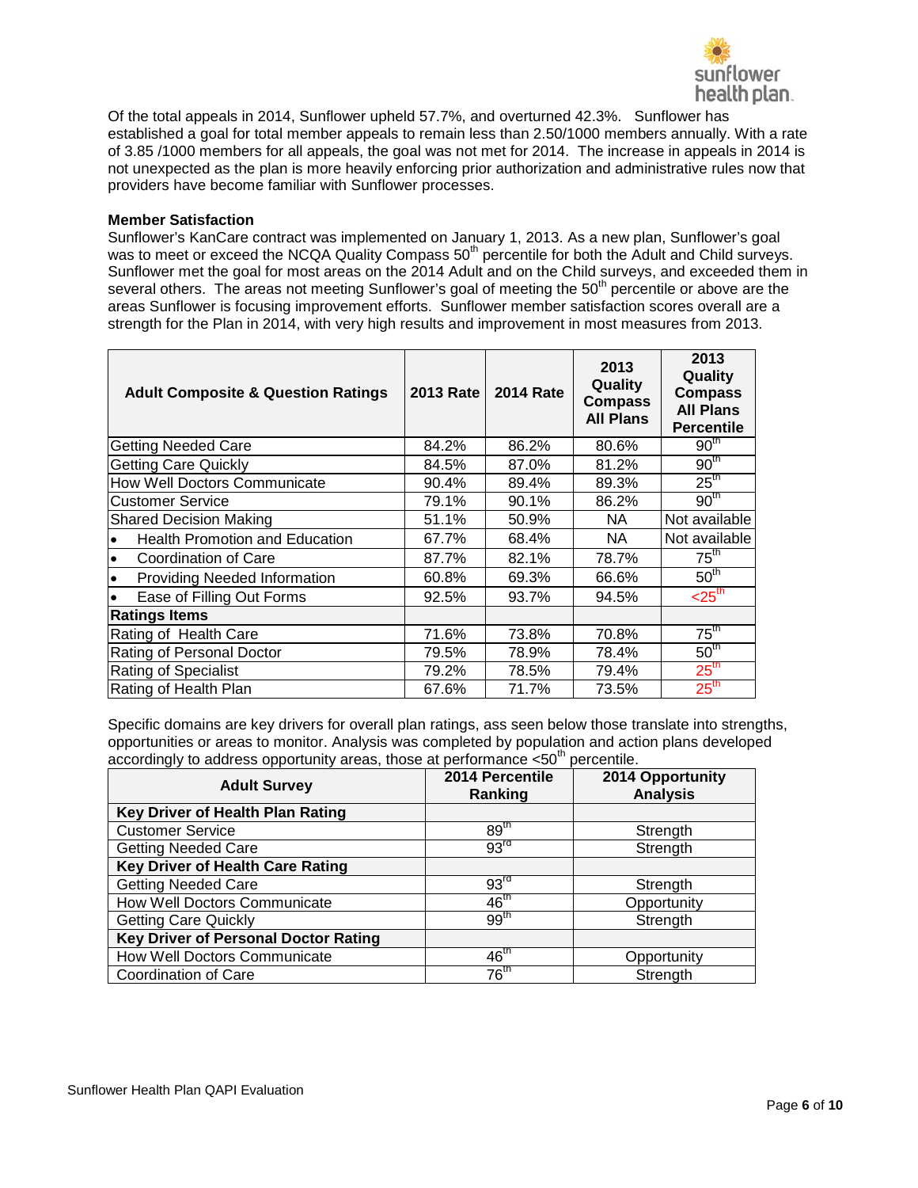Of the total appeals in 2014, Sunflower upheld 57.7%, and overturned 42.3%. Sunflower has established a goal for total member appeals to remain less than 2.50/1000 members annually. With a rate of 3.85 /1000 members for all appeals, the goal was not met for 2014. The increase in appeals in 2014 is not unexpected as the plan is more heavily enforcing prior authorization and administrative rules now that providers have become familiar with Sunflower processes.

**Member Satisfaction**

Sunflower's KanCare contract was implemented on January 1, 2013. As a new plan, Sunflower's goal was to meet or exceed the NCQA Quality Compass 50th percentile for both the Adult and Child surveys. Sunflower met the goal for most areas on the 2014 Adult and on the Child surveys, and exceeded them in several others. The areas not meeting Sunflower's goal of meeting the 50th percentile or above are the areas Sunflower is focusing improvement efforts. Sunflower member satisfaction scores overall are a strength for the Plan in 2014, with very high results and improvement in most measures from 2013.

| Adult Composite & Question Ratings | 2013 Rate | 2014 Rate | 2013 Quality Compass All Plans | 2013 Quality Compass All Plans Percentile |
|---|---|---|---|---|
| Getting Needed Care | 84.2% | 86.2% | 80.6% | 90th |
| Getting Care Quickly | 84.5% | 87.0% | 81.2% | 90th |
| How Well Doctors Communicate | 90.4% | 89.4% | 89.3% | 25th |
| Customer Service | 79.1% | 90.1% | 86.2% | 90th |
| Shared Decision Making | 51.1% | 50.9% | NA | Not available |
| • Health Promotion and Education | 67.7% | 68.4% | NA | Not available |
| • Coordination of Care | 87.7% | 82.1% | 78.7% | 75th |
| • Providing Needed Information | 60.8% | 69.3% | 66.6% | 50th |
| • Ease of Filling Out Forms | 92.5% | 93.7% | 94.5% | <25th |
| **Ratings Items** | | | | |
| Rating of Health Care | 71.6% | 73.8% | 70.8% | 75th |
| Rating of Personal Doctor | 79.5% | 78.9% | 78.4% | 50th |
| Rating of Specialist | 79.2% | 78.5% | 79.4% | 25th |
| Rating of Health Plan | 67.6% | 71.7% | 73.5% | 25th |

Specific domains are key drivers for overall plan ratings, ass seen below those translate into strengths, opportunities or areas to monitor. Analysis was completed by population and action plans developed accordingly to address opportunity areas, those at performance <50th percentile.

| Adult Survey | 2014 Percentile Ranking | 2014 Opportunity Analysis |
|---|---|---|
| **Key Driver of Health Plan Rating** | | |
| Customer Service | 89th | Strength |
| Getting Needed Care | 93rd | Strength |
| **Key Driver of Health Care Rating** | | |
| Getting Needed Care | 93rd | Strength |
| How Well Doctors Communicate | 46th | Opportunity |
| Getting Care Quickly | 99th | Strength |
| **Key Driver of Personal Doctor Rating** | | |
| How Well Doctors Communicate | 46th | Opportunity |
| Coordination of Care | 76th | Strength |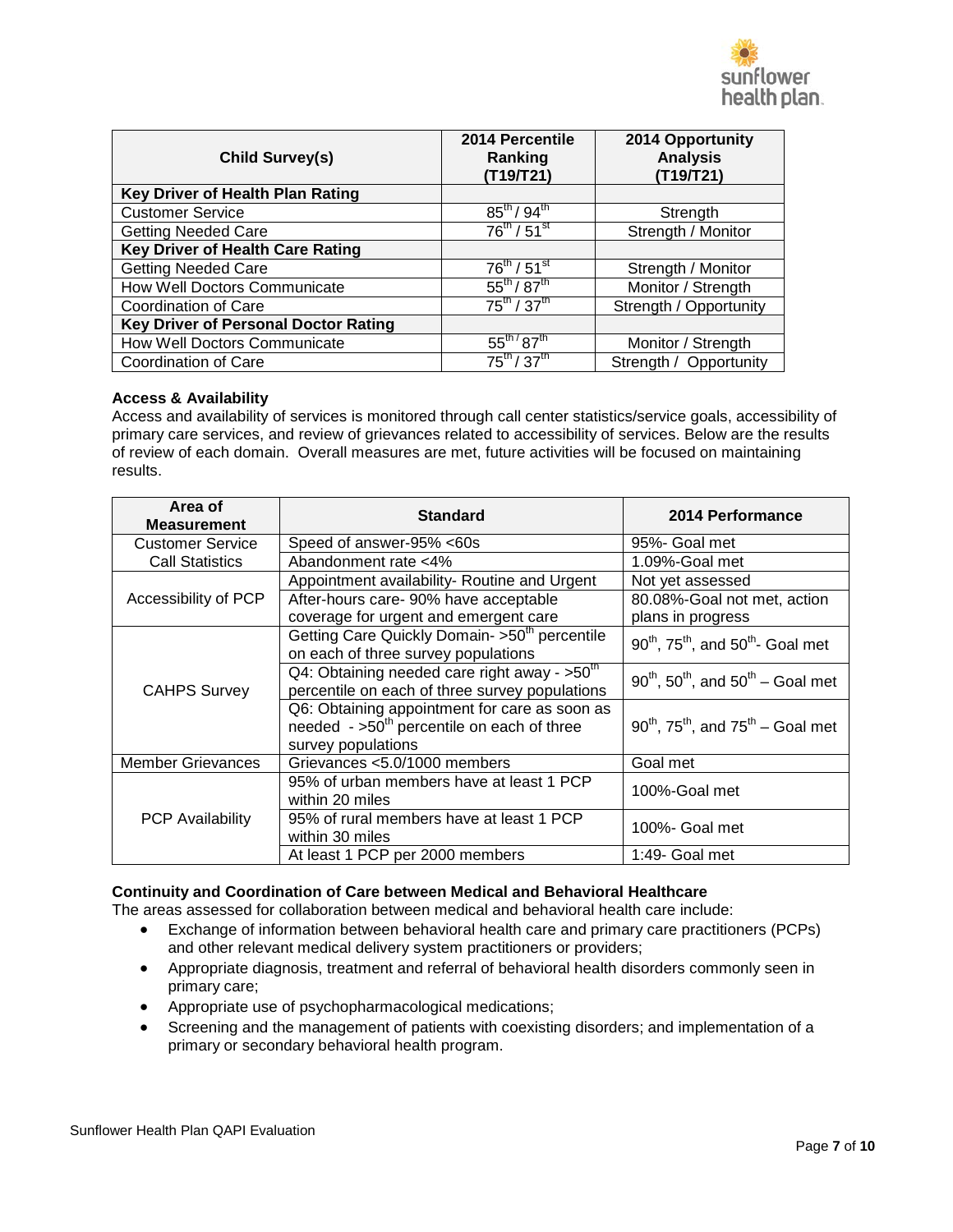| Child Survey(s) | 2014 Percentile Ranking (T19/T21) | 2014 Opportunity Analysis (T19/T21) |
|---|---|---|
| **Key Driver of Health Plan Rating** | | |
| Customer Service | 85th / 94th | Strength |
| Getting Needed Care | 76th / 51st | Strength / Monitor |
| **Key Driver of Health Care Rating** | | |
| Getting Needed Care | 76th / 51st | Strength / Monitor |
| How Well Doctors Communicate | 55th / 87th | Monitor / Strength |
| Coordination of Care | 75th / 37th | Strength / Opportunity |
| **Key Driver of Personal Doctor Rating** | | |
| How Well Doctors Communicate | 55th / 87th | Monitor / Strength |
| Coordination of Care | 75th / 37th | Strength / Opportunity |

**Access & Availability**

Access and availability of services is monitored through call center statistics/service goals, accessibility of primary care services, and review of grievances related to accessibility of services. Below are the results of review of each domain. Overall measures are met, future activities will be focused on maintaining results.

| Area of Measurement | Standard | 2014 Performance |
|---|---|---|
| Customer Service Call Statistics | Speed of answer-95% <60s | 95%- Goal met |
| | Abandonment rate <4% | 1.09%-Goal met |
| Accessibility of PCP | Appointment availability- Routine and Urgent | Not yet assessed |
| | After-hours care- 90% have acceptable coverage for urgent and emergent care | 80.08%-Goal not met, action plans in progress |
| CAHPS Survey | Getting Care Quickly Domain- >50th percentile on each of three survey populations | 90th, 75th, and 50th- Goal met |
| | Q4: Obtaining needed care right away - >50th percentile on each of three survey populations | 90th, 50th, and 50th – Goal met |
| | Q6: Obtaining appointment for care as soon as needed - >50th percentile on each of three survey populations | 90th, 75th, and 75th – Goal met |
| Member Grievances | Grievances <5.0/1000 members | Goal met |
| PCP Availability | 95% of urban members have at least 1 PCP within 20 miles | 100%-Goal met |
| | 95% of rural members have at least 1 PCP within 30 miles | 100%- Goal met |
| | At least 1 PCP per 2000 members | 1:49- Goal met |

**Continuity and Coordination of Care between Medical and Behavioral Healthcare**

The areas assessed for collaboration between medical and behavioral health care include:

- Exchange of information between behavioral health care and primary care practitioners (PCPs) and other relevant medical delivery system practitioners or providers;
- Appropriate diagnosis, treatment and referral of behavioral health disorders commonly seen in primary care;
- Appropriate use of psychopharmacological medications;
- Screening and the management of patients with coexisting disorders; and implementation of a primary or secondary behavioral health program.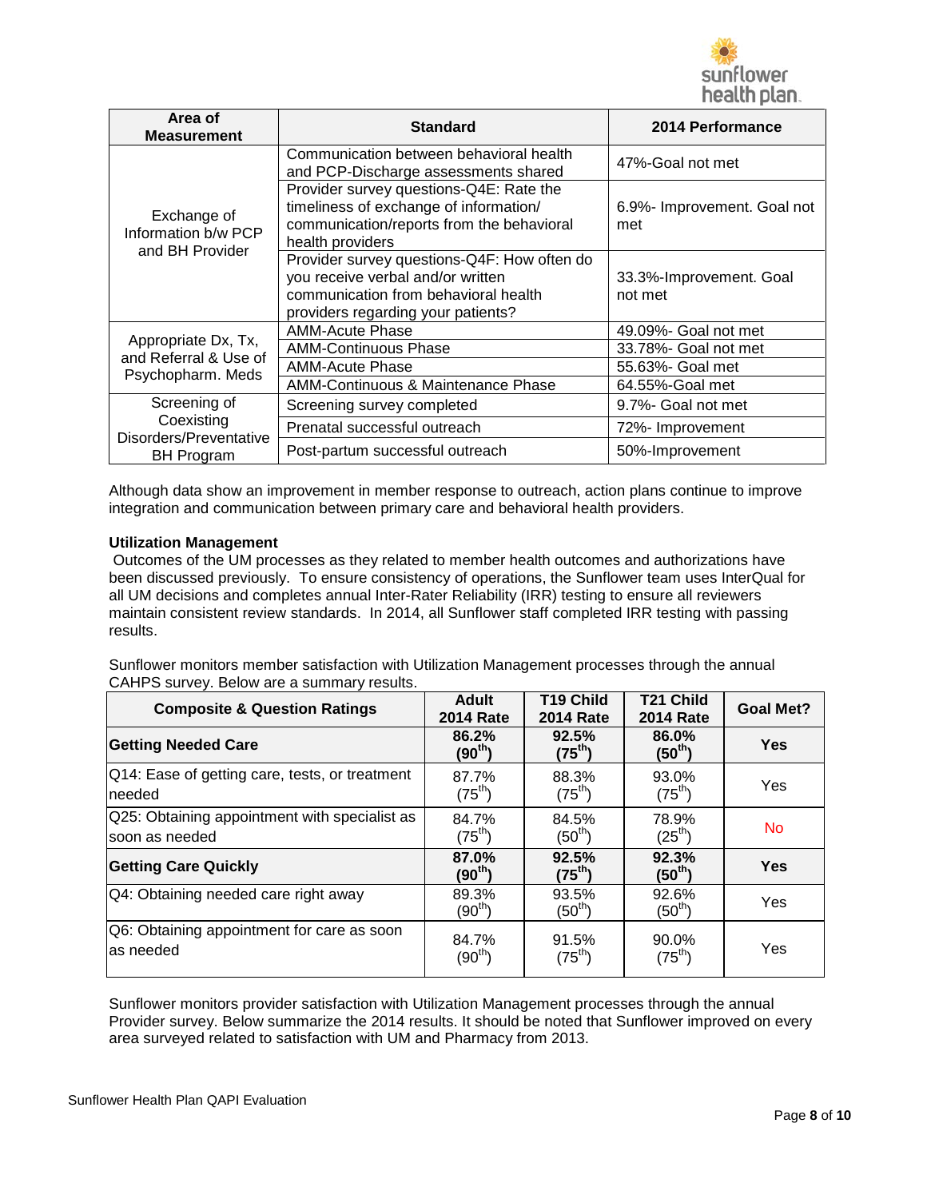| Area of Measurement | Standard | 2014 Performance |
|---|---|---|
| Exchange of Information b/w PCP and BH Provider | Communication between behavioral health and PCP-Discharge assessments shared | 47%-Goal not met |
| | Provider survey questions-Q4E: Rate the timeliness of exchange of information/ communication/reports from the behavioral health providers | 6.9%- Improvement. Goal not met |
| | Provider survey questions-Q4F: How often do you receive verbal and/or written communication from behavioral health providers regarding your patients? | 33.3%-Improvement. Goal not met |
| Appropriate Dx, Tx, and Referral & Use of Psychopharm. Meds | AMM-Acute Phase | 49.09%- Goal not met |
| | AMM-Continuous Phase | 33.78%- Goal not met |
| | AMM-Acute Phase | 55.63%- Goal met |
| | AMM-Continuous & Maintenance Phase | 64.55%-Goal met |
| Screening of Coexisting Disorders/Preventative BH Program | Screening survey completed | 9.7%- Goal not met |
| | Prenatal successful outreach | 72%- Improvement |
| | Post-partum successful outreach | 50%-Improvement |

Although data show an improvement in member response to outreach, action plans continue to improve integration and communication between primary care and behavioral health providers.

**Utilization Management**

Outcomes of the UM processes as they related to member health outcomes and authorizations have been discussed previously. To ensure consistency of operations, the Sunflower team uses InterQual for all UM decisions and completes annual Inter-Rater Reliability (IRR) testing to ensure all reviewers maintain consistent review standards. In 2014, all Sunflower staff completed IRR testing with passing results.

Sunflower monitors member satisfaction with Utilization Management processes through the annual CAHPS survey. Below are a summary results.

| Composite & Question Ratings | Adult 2014 Rate | T19 Child 2014 Rate | T21 Child 2014 Rate | Goal Met? |
|---|---|---|---|---|
| **Getting Needed Care** | **86.2% (90th)** | **92.5% (75th)** | **86.0% (50th)** | **Yes** |
| Q14: Ease of getting care, tests, or treatment needed | 87.7% (75th) | 88.3% (75th) | 93.0% (75th) | Yes |
| Q25: Obtaining appointment with specialist as soon as needed | 84.7% (75th) | 84.5% (50th) | 78.9% (25th) | No |
| **Getting Care Quickly** | **87.0% (90th)** | **92.5% (75th)** | **92.3% (50th)** | **Yes** |
| Q4: Obtaining needed care right away | 89.3% (90th) | 93.5% (50th) | 92.6% (50th) | Yes |
| Q6: Obtaining appointment for care as soon as needed | 84.7% (90th) | 91.5% (75th) | 90.0% (75th) | Yes |

Sunflower monitors provider satisfaction with Utilization Management processes through the annual Provider survey. Below summarize the 2014 results. It should be noted that Sunflower improved on every area surveyed related to satisfaction with UM and Pharmacy from 2013.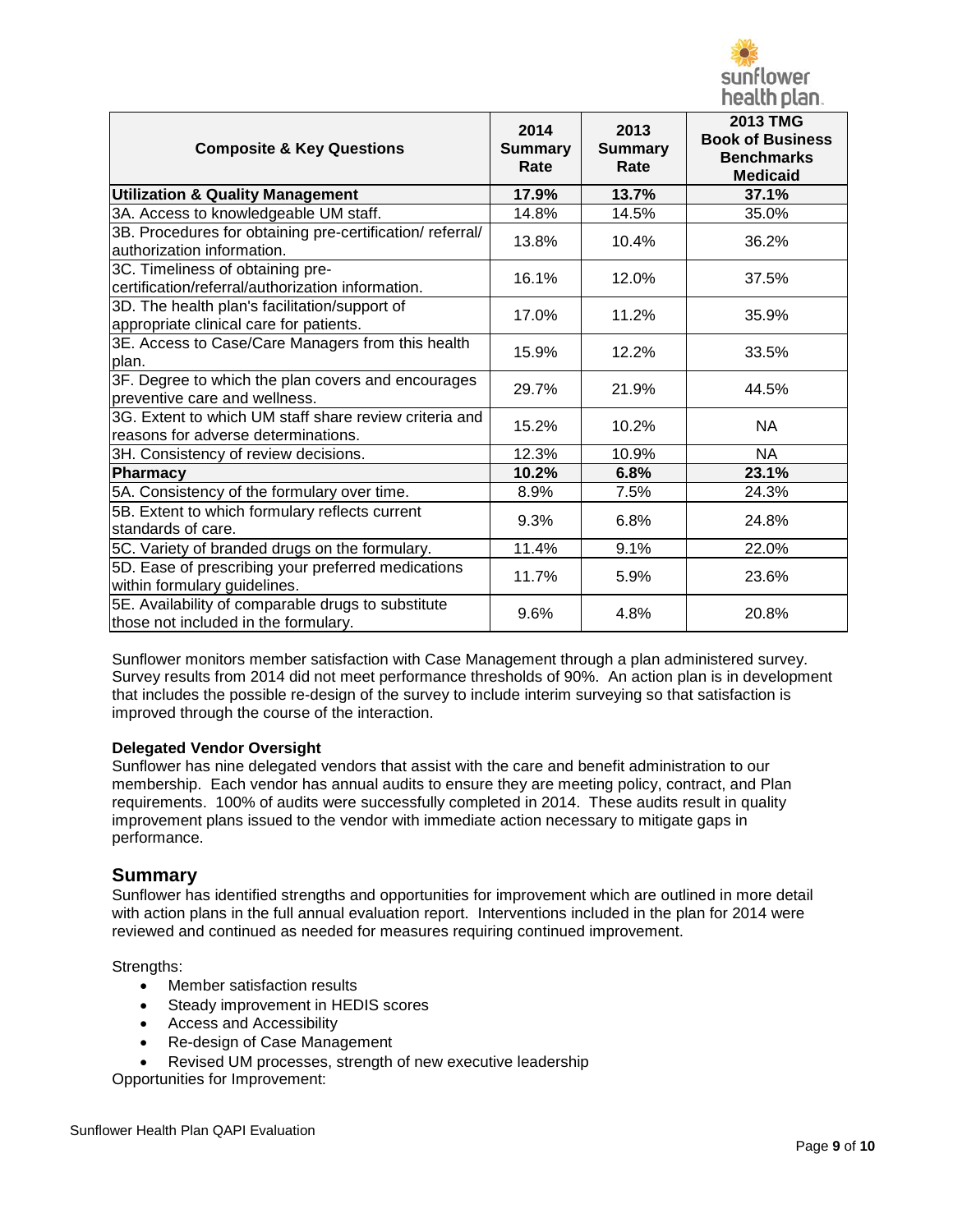| Composite & Key Questions | 2014 Summary Rate | 2013 Summary Rate | 2013 TMG Book of Business Benchmarks Medicaid |
|---|---|---|---|
| **Utilization & Quality Management** | **17.9%** | **13.7%** | **37.1%** |
| 3A. Access to knowledgeable UM staff. | 14.8% | 14.5% | 35.0% |
| 3B. Procedures for obtaining pre-certification/ referral/ authorization information. | 13.8% | 10.4% | 36.2% |
| 3C. Timeliness of obtaining pre-certification/referral/authorization information. | 16.1% | 12.0% | 37.5% |
| 3D. The health plan's facilitation/support of appropriate clinical care for patients. | 17.0% | 11.2% | 35.9% |
| 3E. Access to Case/Care Managers from this health plan. | 15.9% | 12.2% | 33.5% |
| 3F. Degree to which the plan covers and encourages preventive care and wellness. | 29.7% | 21.9% | 44.5% |
| 3G. Extent to which UM staff share review criteria and reasons for adverse determinations. | 15.2% | 10.2% | NA |
| 3H. Consistency of review decisions. | 12.3% | 10.9% | NA |
| **Pharmacy** | **10.2%** | **6.8%** | **23.1%** |
| 5A. Consistency of the formulary over time. | 8.9% | 7.5% | 24.3% |
| 5B. Extent to which formulary reflects current standards of care. | 9.3% | 6.8% | 24.8% |
| 5C. Variety of branded drugs on the formulary. | 11.4% | 9.1% | 22.0% |
| 5D. Ease of prescribing your preferred medications within formulary guidelines. | 11.7% | 5.9% | 23.6% |
| 5E. Availability of comparable drugs to substitute those not included in the formulary. | 9.6% | 4.8% | 20.8% |

Sunflower monitors member satisfaction with Case Management through a plan administered survey. Survey results from 2014 did not meet performance thresholds of 90%. An action plan is in development that includes the possible re-design of the survey to include interim surveying so that satisfaction is improved through the course of the interaction.

**Delegated Vendor Oversight**

Sunflower has nine delegated vendors that assist with the care and benefit administration to our membership. Each vendor has annual audits to ensure they are meeting policy, contract, and Plan requirements. 100% of audits were successfully completed in 2014. These audits result in quality improvement plans issued to the vendor with immediate action necessary to mitigate gaps in performance.

## Summary

Sunflower has identified strengths and opportunities for improvement which are outlined in more detail with action plans in the full annual evaluation report. Interventions included in the plan for 2014 were reviewed and continued as needed for measures requiring continued improvement.

Strengths:

- Member satisfaction results
- Steady improvement in HEDIS scores
- Access and Accessibility
- Re-design of Case Management
- Revised UM processes, strength of new executive leadership

Opportunities for Improvement: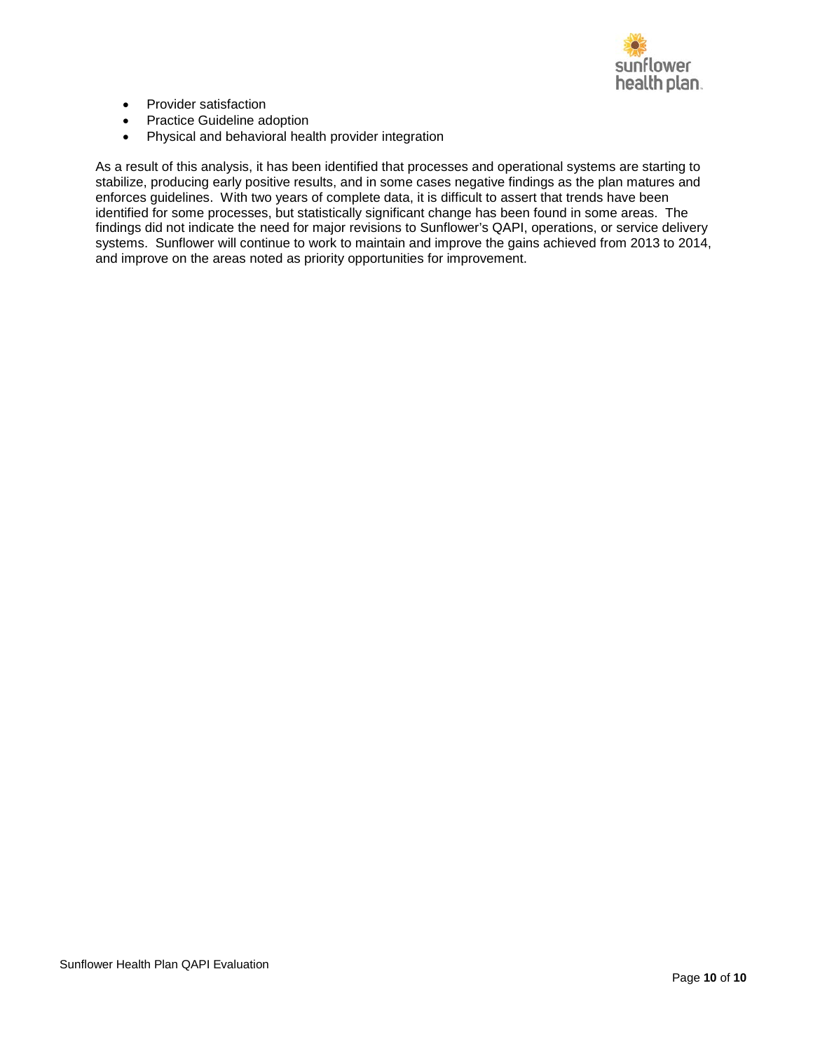- Provider satisfaction
- Practice Guideline adoption
- Physical and behavioral health provider integration

As a result of this analysis, it has been identified that processes and operational systems are starting to stabilize, producing early positive results, and in some cases negative findings as the plan matures and enforces guidelines. With two years of complete data, it is difficult to assert that trends have been identified for some processes, but statistically significant change has been found in some areas. The findings did not indicate the need for major revisions to Sunflower's QAPI, operations, or service delivery systems. Sunflower will continue to work to maintain and improve the gains achieved from 2013 to 2014, and improve on the areas noted as priority opportunities for improvement.